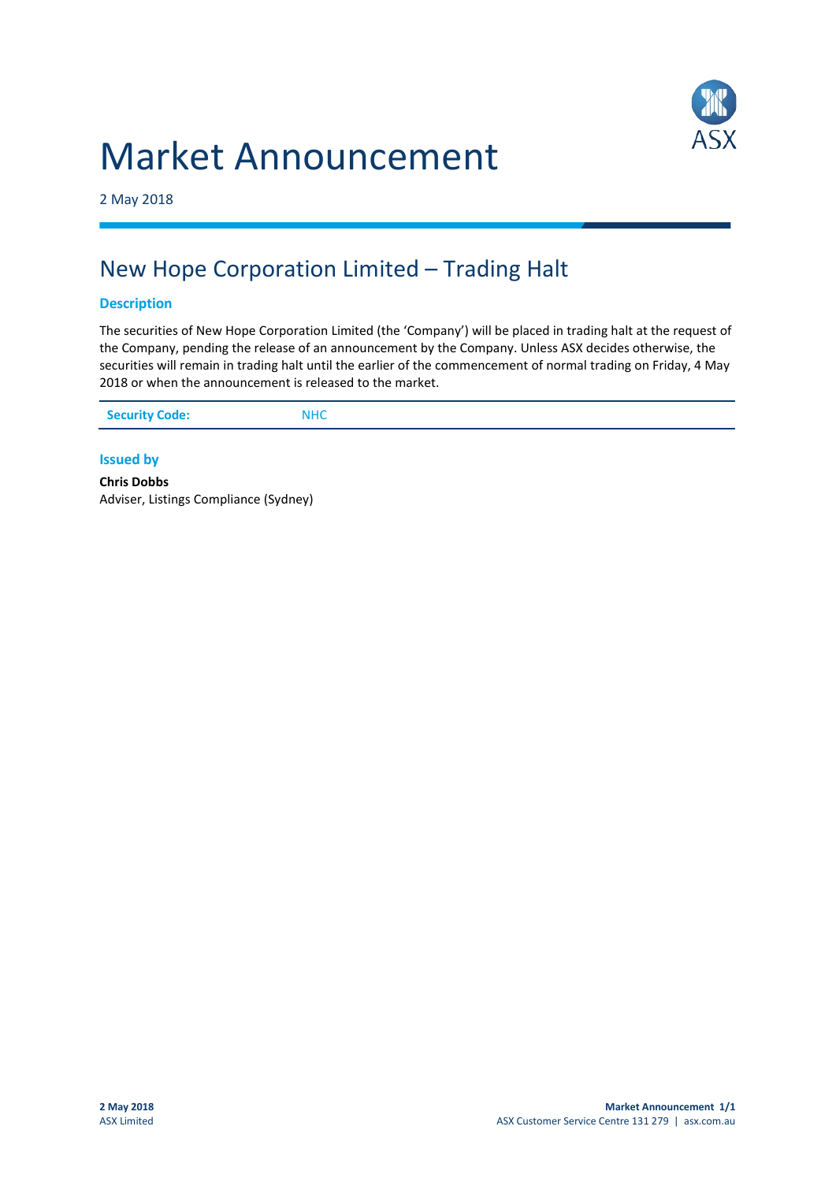# Market Announcement

2 May 2018

## New Hope Corporation Limited – Trading Halt

### Description

The securities of New Hope Corporation Limited (the 'Company') will be placed in trading halt at the request of the Company, pending the release of an announcement by the Company. Unless ASX decides otherwise, the securities will remain in trading halt until the earlier of the commencement of normal trading on Friday, 4 May 2018 or when the announcement is released to the market.

| **Security Code:** | NHC |
|---|---|

### Issued by

**Chris Dobbs**
Adviser, Listings Compliance (Sydney)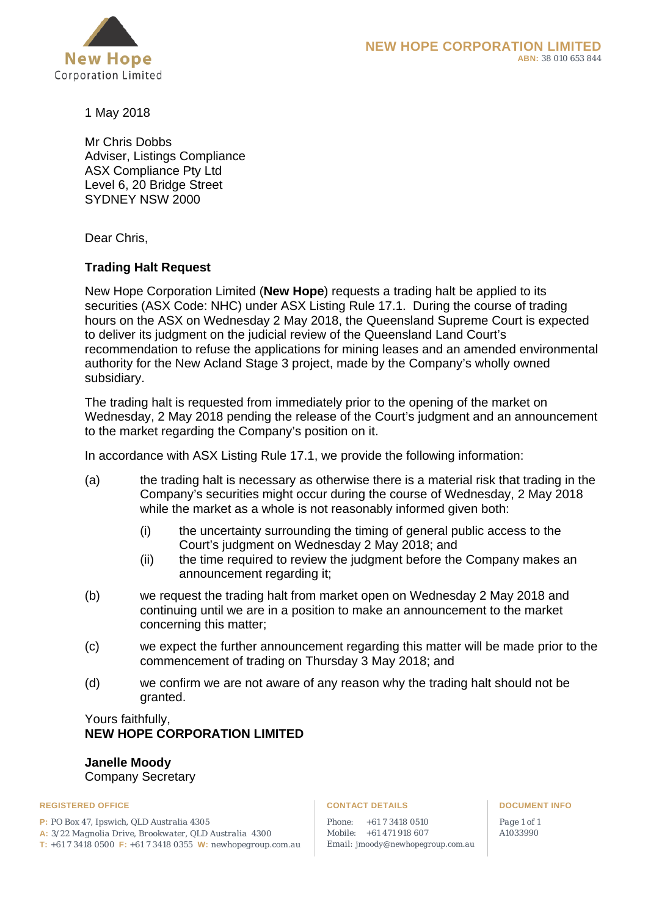**NEW HOPE CORPORATION LIMITED**
**ABN:** 38 010 653 844

1 May 2018

Mr Chris Dobbs
Adviser, Listings Compliance
ASX Compliance Pty Ltd
Level 6, 20 Bridge Street
SYDNEY NSW 2000

Dear Chris,

**Trading Halt Request**

New Hope Corporation Limited (**New Hope**) requests a trading halt be applied to its securities (ASX Code: NHC) under ASX Listing Rule 17.1. During the course of trading hours on the ASX on Wednesday 2 May 2018, the Queensland Supreme Court is expected to deliver its judgment on the judicial review of the Queensland Land Court's recommendation to refuse the applications for mining leases and an amended environmental authority for the New Acland Stage 3 project, made by the Company's wholly owned subsidiary.

The trading halt is requested from immediately prior to the opening of the market on Wednesday, 2 May 2018 pending the release of the Court's judgment and an announcement to the market regarding the Company's position on it.

In accordance with ASX Listing Rule 17.1, we provide the following information:

(a) the trading halt is necessary as otherwise there is a material risk that trading in the Company's securities might occur during the course of Wednesday, 2 May 2018 while the market as a whole is not reasonably informed given both:

  (i) the uncertainty surrounding the timing of general public access to the Court's judgment on Wednesday 2 May 2018; and

  (ii) the time required to review the judgment before the Company makes an announcement regarding it;

(b) we request the trading halt from market open on Wednesday 2 May 2018 and continuing until we are in a position to make an announcement to the market concerning this matter;

(c) we expect the further announcement regarding this matter will be made prior to the commencement of trading on Thursday 3 May 2018; and

(d) we confirm we are not aware of any reason why the trading halt should not be granted.

Yours faithfully,
**NEW HOPE CORPORATION LIMITED**

**Janelle Moody**
Company Secretary

**REGISTERED OFFICE**
P: PO Box 47, Ipswich, QLD Australia 4305
A: 3/22 Magnolia Drive, Brookwater, QLD Australia 4300
T: +61 7 3418 0500 F: +61 7 3418 0355 W: newhopegroup.com.au

**CONTACT DETAILS**
Phone: +61 7 3418 0510
Mobile: +61 471 918 607
Email: jmoody@newhopegroup.com.au

**DOCUMENT INFO**
A1033990